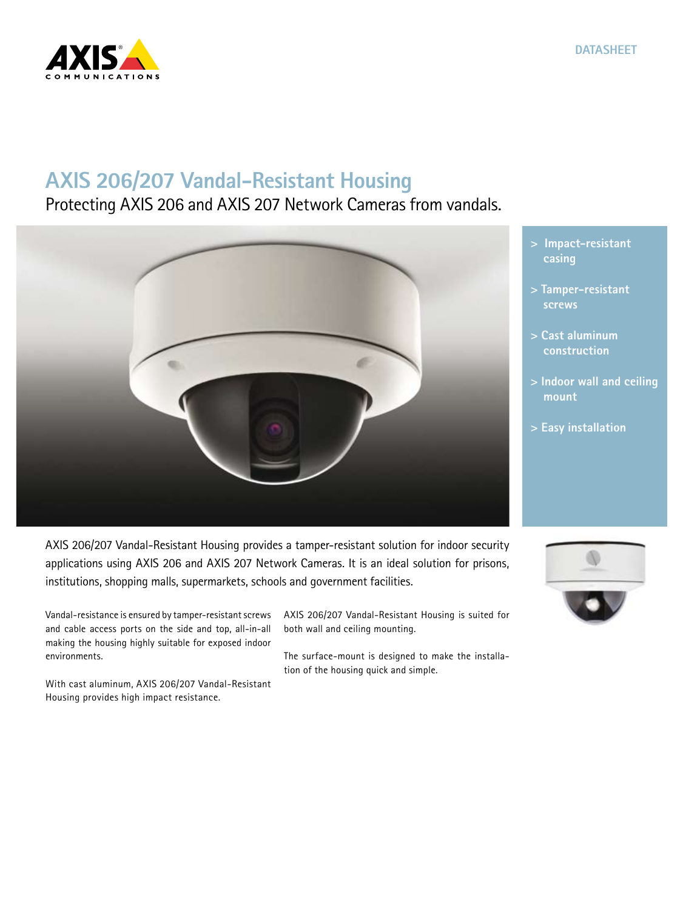DATASHEET

# AXIS 206/207 Vandal-Resistant Housing

Protecting AXIS 206 and AXIS 207 Network Cameras from vandals.

- > Impact-resistant casing
- > Tamper-resistant screws
- > Cast aluminum construction
- > Indoor wall and ceiling mount
- > Easy installation

AXIS 206/207 Vandal-Resistant Housing provides a tamper-resistant solution for indoor security applications using AXIS 206 and AXIS 207 Network Cameras. It is an ideal solution for prisons, institutions, shopping malls, supermarkets, schools and government facilities.

Vandal-resistance is ensured by tamper-resistant screws and cable access ports on the side and top, all-in-all making the housing highly suitable for exposed indoor environments.

With cast aluminum, AXIS 206/207 Vandal-Resistant Housing provides high impact resistance.

AXIS 206/207 Vandal-Resistant Housing is suited for both wall and ceiling mounting.

The surface-mount is designed to make the installation of the housing quick and simple.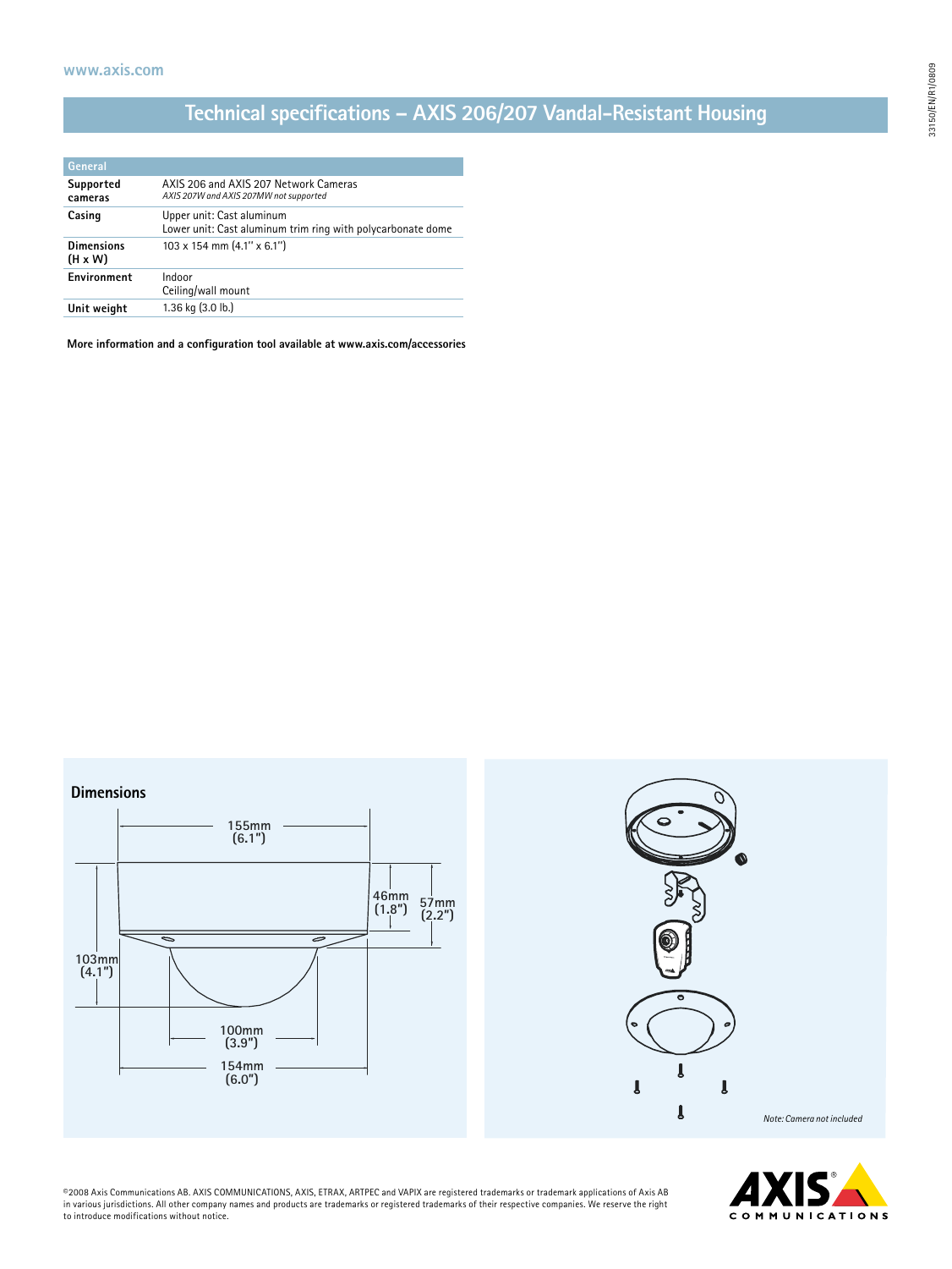www.axis.com

# Technical specifications – AXIS 206/207 Vandal-Resistant Housing

| General | |
|---|---|
| **Supported cameras** | AXIS 206 and AXIS 207 Network Cameras<br>*AXIS 207W and AXIS 207MW not supported* |
| **Casing** | Upper unit: Cast aluminum<br>Lower unit: Cast aluminum trim ring with polycarbonate dome |
| **Dimensions (H x W)** | 103 x 154 mm (4.1'' x 6.1'') |
| **Environment** | Indoor<br>Ceiling/wall mount |
| **Unit weight** | 1.36 kg (3.0 lb.) |

**More information and a configuration tool available at www.axis.com/accessories**

## Dimensions

155mm (6.1")

46mm (1.8")

57mm (2.2")

103mm (4.1")

100mm (3.9")

154mm (6.0")

*Note: Camera not included*

©2008 Axis Communications AB. AXIS COMMUNICATIONS, AXIS, ETRAX, ARTPEC and VAPIX are registered trademarks or trademark applications of Axis AB in various jurisdictions. All other company names and products are trademarks or registered trademarks of their respective companies. We reserve the right to introduce modifications without notice.

33150/EN/R1/0809